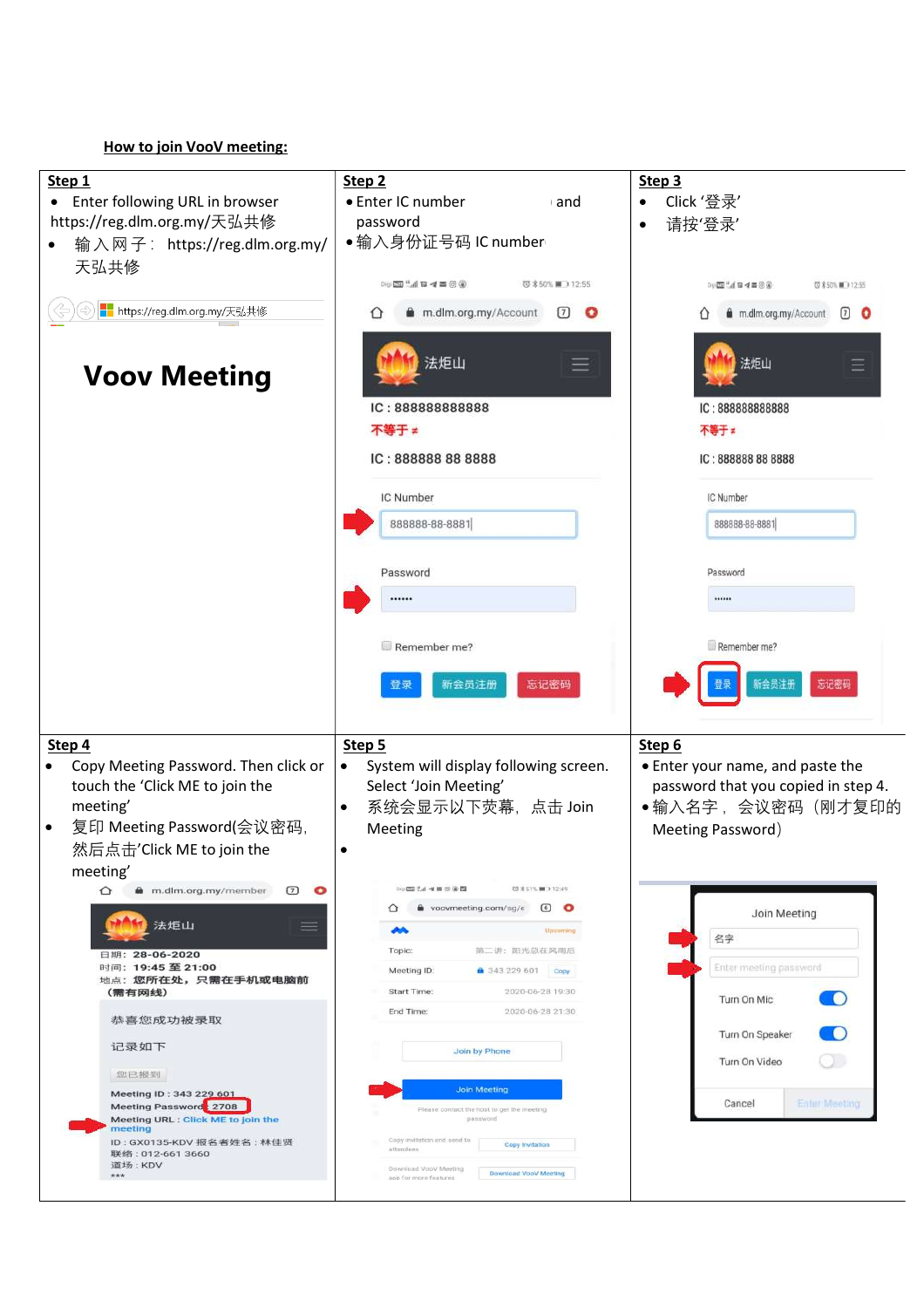**How to join VooV meeting:**

| Step 1 | Step 2 | Step 3 |
|---|---|---|
| • Enter following URL in browser https://reg.dlm.org.my/天弘共修<br>• 输入网子： https://reg.dlm.org.my/天弘共修<br><br>https://reg.dlm.org.my/天弘共修<br><br>**Voov Meeting** | • Enter IC number and password<br>• 输入身份证号码 IC number<br><br>m.dlm.org.my/Account<br>法炬山<br>IC : 888888888888<br>不等于 ≠<br>IC : 888888 88 8888<br>IC Number<br>888888-88-8881<br>Password<br>••••••<br>Remember me?<br>登录 新会员注册 忘记密码 | • Click '登录'<br>• 请按'登录'<br><br>m.dlm.org.my/Account<br>法炬山<br>IC : 888888888888<br>不等于 ≠<br>IC : 888888 88 8888<br>IC Number<br>888888-88-8881<br>Password<br>••••••<br>Remember me?<br>登录 新会员注册 忘记密码 |
| **Step 4** | **Step 5** | **Step 6** |
| • Copy Meeting Password. Then click or touch the 'Click ME to join the meeting'<br>• 复印 Meeting Password(会议密码, 然后点击'Click ME to join the meeting'<br><br>m.dlm.org.my/member<br>法炬山<br>日期： 28-06-2020<br>时间： 19:45 至 21:00<br>地点： 您所在处，只需在手机或电脑前 (需有网线)<br>恭喜您成功被录取<br>记录如下<br>您已报到<br>Meeting ID : 343 229 601<br>Meeting Password : 2708<br>Meeting URL : Click ME to join the meeting<br>ID : GX0135-KDV 报名者姓名：林佳贤<br>联络 : 012-661 3660<br>道场 : KDV | • System will display following screen. Select 'Join Meeting'<br>• 系统会显示以下荧幕，点击 Join Meeting<br>•<br><br>voovmeeting.com/sg/<br>Upcoming<br>Topic: 第二讲：阳光总在风雨后<br>Meeting ID: 343 229 601 Copy<br>Start Time: 2020-06-28 19:30<br>End Time: 2020-06-28 21:30<br>Join by Phone<br>Join Meeting<br>Please contact the host to get the meeting password<br>Copy invitation and send to attendees — Copy Invitation<br>Download VooV Meeting app for more features — Download VooV Meeting | • Enter your name, and paste the password that you copied in step 4.<br>• 输入名字，会议密码（刚才复印的 Meeting Password）<br><br>Join Meeting<br>名字<br>Enter meeting password<br>Turn On Mic<br>Turn On Speaker<br>Turn On Video<br>Cancel Enter Meeting |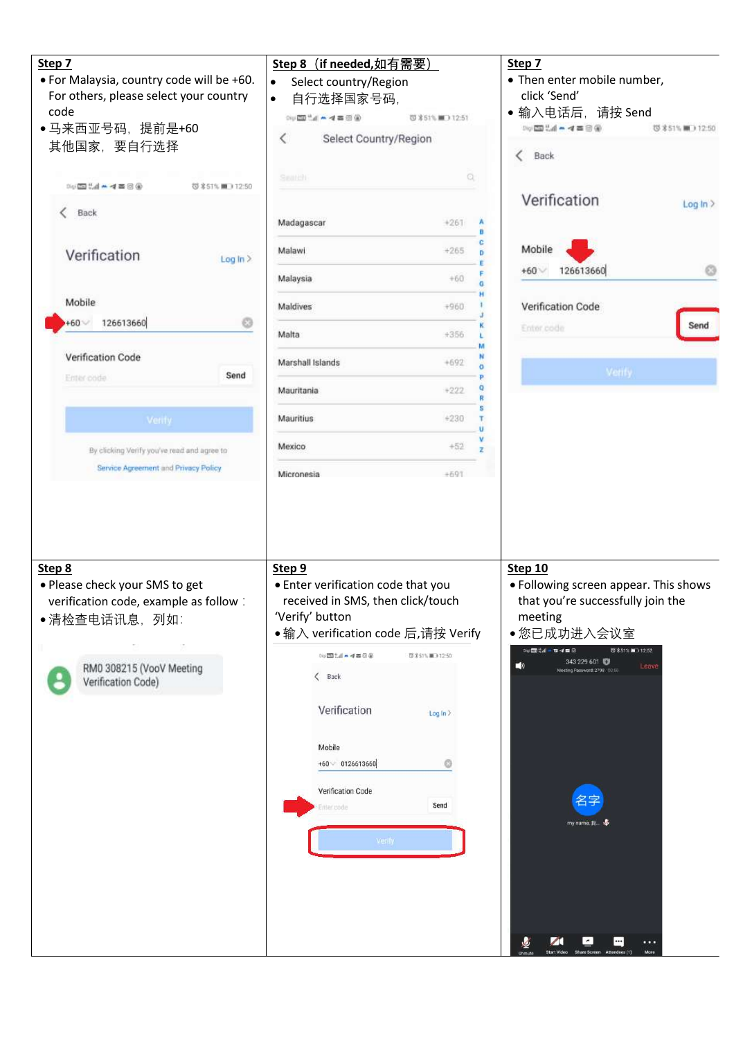| Step 7 | Step 8（if needed,如有需要） | Step 7 |
| --- | --- | --- |
| • For Malaysia, country code will be +60. For others, please select your country code<br>• 马来西亚号码，提前是+60 其他国家，要自行选择 | • Select country/Region<br>• 自行选择国家号码， | • Then enter mobile number, click 'Send'<br>• 输入电话后，请按 Send |
| **Step 8** | **Step 9** | **Step 10** |
| • Please check your SMS to get verification code, example as follow：<br>• 清检查电话讯息，列如： | • Enter verification code that you received in SMS, then click/touch 'Verify' button<br>• 输入 verification code 后,请按 Verify | • Following screen appear. This shows that you're successfully join the meeting<br>• 您已成功进入会议室 |